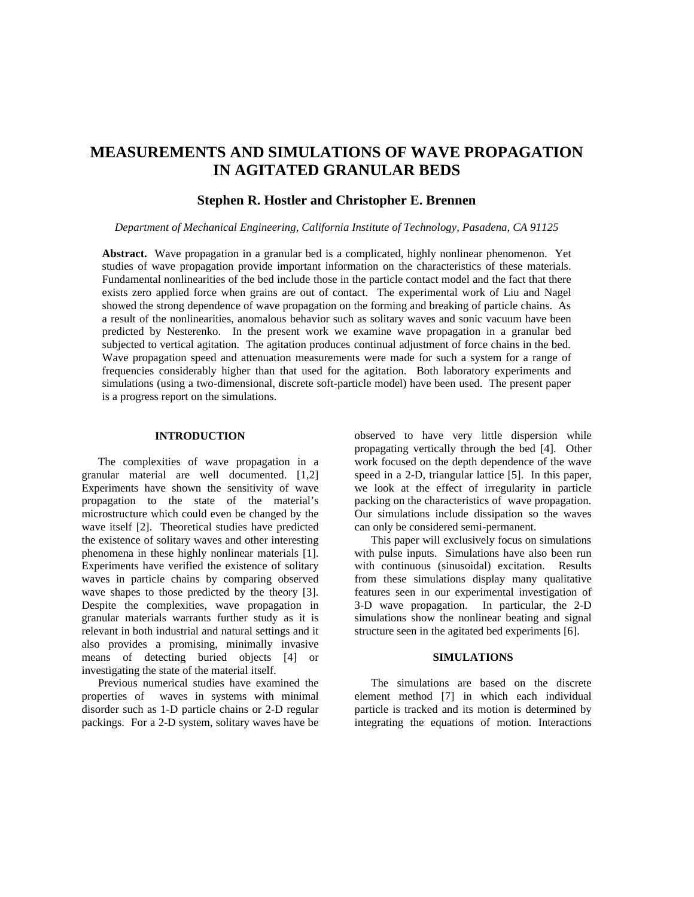# MEASUREMENTS AND SIMULATIONS OF WAVE PROPAGATION IN AGITATED GRANULAR BEDS

**Stephen R. Hostler and Christopher E. Brennen**

*Department of Mechanical Engineering, California Institute of Technology, Pasadena, CA 91125*

**Abstract.** Wave propagation in a granular bed is a complicated, highly nonlinear phenomenon. Yet studies of wave propagation provide important information on the characteristics of these materials. Fundamental nonlinearities of the bed include those in the particle contact model and the fact that there exists zero applied force when grains are out of contact. The experimental work of Liu and Nagel showed the strong dependence of wave propagation on the forming and breaking of particle chains. As a result of the nonlinearities, anomalous behavior such as solitary waves and sonic vacuum have been predicted by Nesterenko. In the present work we examine wave propagation in a granular bed subjected to vertical agitation. The agitation produces continual adjustment of force chains in the bed. Wave propagation speed and attenuation measurements were made for such a system for a range of frequencies considerably higher than that used for the agitation. Both laboratory experiments and simulations (using a two-dimensional, discrete soft-particle model) have been used. The present paper is a progress report on the simulations.

## INTRODUCTION

The complexities of wave propagation in a granular material are well documented. [1,2] Experiments have shown the sensitivity of wave propagation to the state of the material's microstructure which could even be changed by the wave itself [2]. Theoretical studies have predicted the existence of solitary waves and other interesting phenomena in these highly nonlinear materials [1]. Experiments have verified the existence of solitary waves in particle chains by comparing observed wave shapes to those predicted by the theory [3]. Despite the complexities, wave propagation in granular materials warrants further study as it is relevant in both industrial and natural settings and it also provides a promising, minimally invasive means of detecting buried objects [4] or investigating the state of the material itself.

Previous numerical studies have examined the properties of waves in systems with minimal disorder such as 1-D particle chains or 2-D regular packings. For a 2-D system, solitary waves have be observed to have very little dispersion while propagating vertically through the bed [4]. Other work focused on the depth dependence of the wave speed in a 2-D, triangular lattice [5]. In this paper, we look at the effect of irregularity in particle packing on the characteristics of wave propagation. Our simulations include dissipation so the waves can only be considered semi-permanent.

This paper will exclusively focus on simulations with pulse inputs. Simulations have also been run with continuous (sinusoidal) excitation. Results from these simulations display many qualitative features seen in our experimental investigation of 3-D wave propagation. In particular, the 2-D simulations show the nonlinear beating and signal structure seen in the agitated bed experiments [6].

## SIMULATIONS

The simulations are based on the discrete element method [7] in which each individual particle is tracked and its motion is determined by integrating the equations of motion. Interactions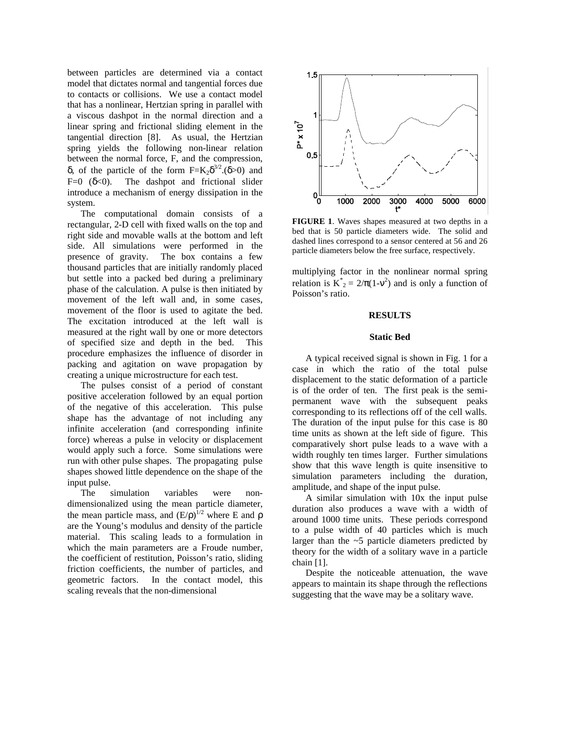between particles are determined via a contact model that dictates normal and tangential forces due to contacts or collisions. We use a contact model that has a nonlinear, Hertzian spring in parallel with a viscous dashpot in the normal direction and a linear spring and frictional sliding element in the tangential direction [8]. As usual, the Hertzian spring yields the following non-linear relation between the normal force, F, and the compression, $\delta$, of the particle of the form $F=K_2\delta^{3/2}$.($\delta$>0) and F=0 ($\delta$<0). The dashpot and frictional slider introduce a mechanism of energy dissipation in the system.

The computational domain consists of a rectangular, 2-D cell with fixed walls on the top and right side and movable walls at the bottom and left side. All simulations were performed in the presence of gravity. The box contains a few thousand particles that are initially randomly placed but settle into a packed bed during a preliminary phase of the calculation. A pulse is then initiated by movement of the left wall and, in some cases, movement of the floor is used to agitate the bed. The excitation introduced at the left wall is measured at the right wall by one or more detectors of specified size and depth in the bed. This procedure emphasizes the influence of disorder in packing and agitation on wave propagation by creating a unique microstructure for each test.

The pulses consist of a period of constant positive acceleration followed by an equal portion of the negative of this acceleration. This pulse shape has the advantage of not including any infinite acceleration (and corresponding infinite force) whereas a pulse in velocity or displacement would apply such a force. Some simulations were run with other pulse shapes. The propagating pulse shapes showed little dependence on the shape of the input pulse.

The simulation variables were non-dimensionalized using the mean particle diameter, the mean particle mass, and $(E/\rho)^{1/2}$ where E and $\rho$ are the Young's modulus and density of the particle material. This scaling leads to a formulation in which the main parameters are a Froude number, the coefficient of restitution, Poisson's ratio, sliding friction coefficients, the number of particles, and geometric factors. In the contact model, this scaling reveals that the non-dimensional multiplying factor in the nonlinear normal spring relation is $K^*_2 = 2/\pi(1-\nu^2)$ and is only a function of Poisson's ratio.

**FIGURE 1**. Waves shapes measured at two depths in a bed that is 50 particle diameters wide. The solid and dashed lines correspond to a sensor centered at 56 and 26 particle diameters below the free surface, respectively.

## RESULTS

### Static Bed

A typical received signal is shown in Fig. 1 for a case in which the ratio of the total pulse displacement to the static deformation of a particle is of the order of ten. The first peak is the semi-permanent wave with the subsequent peaks corresponding to its reflections off of the cell walls. The duration of the input pulse for this case is 80 time units as shown at the left side of figure. This comparatively short pulse leads to a wave with a width roughly ten times larger. Further simulations show that this wave length is quite insensitive to simulation parameters including the duration, amplitude, and shape of the input pulse.

A similar simulation with 10x the input pulse duration also produces a wave with a width of around 1000 time units. These periods correspond to a pulse width of 40 particles which is much larger than the ~5 particle diameters predicted by theory for the width of a solitary wave in a particle chain [1].

Despite the noticeable attenuation, the wave appears to maintain its shape through the reflections suggesting that the wave may be a solitary wave.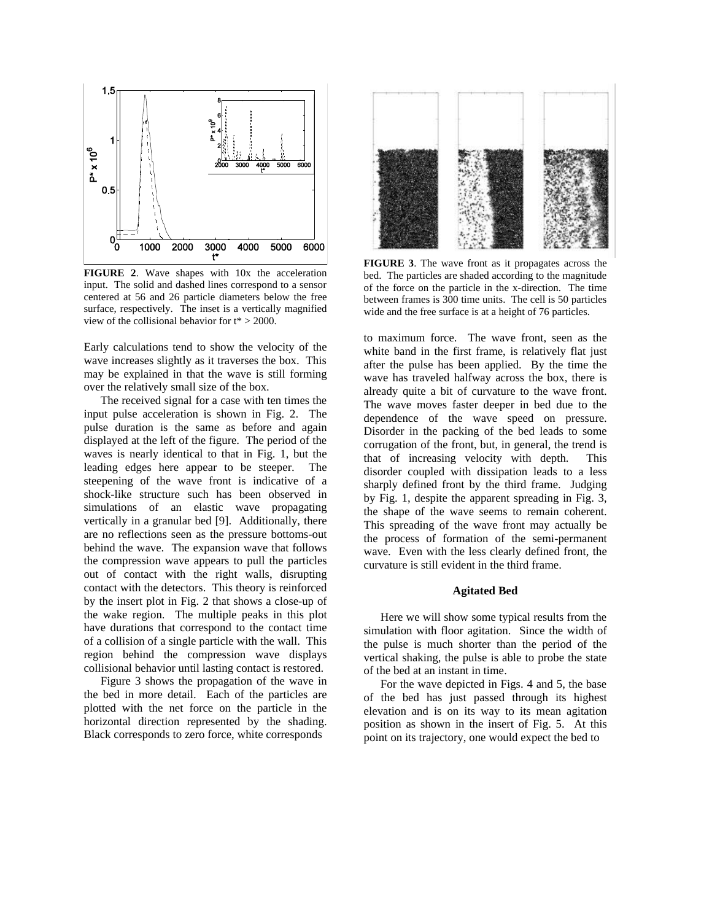1.5

1

P* x 10^6

0.5

0

0 1000 2000 3000 4000 5000 6000

t*

8

6

P* x 10^8

4

2

0

2000 3000 4000 5000 6000

t*

**FIGURE 2**. Wave shapes with 10x the acceleration input. The solid and dashed lines correspond to a sensor centered at 56 and 26 particle diameters below the free surface, respectively. The inset is a vertically magnified view of the collisional behavior for t* > 2000.

Early calculations tend to show the velocity of the wave increases slightly as it traverses the box. This may be explained in that the wave is still forming over the relatively small size of the box.

The received signal for a case with ten times the input pulse acceleration is shown in Fig. 2. The pulse duration is the same as before and again displayed at the left of the figure. The period of the waves is nearly identical to that in Fig. 1, but the leading edges here appear to be steeper. The steepening of the wave front is indicative of a shock-like structure such has been observed in simulations of an elastic wave propagating vertically in a granular bed [9]. Additionally, there are no reflections seen as the pressure bottoms-out behind the wave. The expansion wave that follows the compression wave appears to pull the particles out of contact with the right walls, disrupting contact with the detectors. This theory is reinforced by the insert plot in Fig. 2 that shows a close-up of the wake region. The multiple peaks in this plot have durations that correspond to the contact time of a collision of a single particle with the wall. This region behind the compression wave displays collisional behavior until lasting contact is restored.

Figure 3 shows the propagation of the wave in the bed in more detail. Each of the particles are plotted with the net force on the particle in the horizontal direction represented by the shading. Black corresponds to zero force, white corresponds to maximum force. The wave front, seen as the white band in the first frame, is relatively flat just after the pulse has been applied. By the time the wave has traveled halfway across the box, there is already quite a bit of curvature to the wave front. The wave moves faster deeper in bed due to the dependence of the wave speed on pressure. Disorder in the packing of the bed leads to some corrugation of the front, but, in general, the trend is that of increasing velocity with depth. This disorder coupled with dissipation leads to a less sharply defined front by the third frame. Judging by Fig. 1, despite the apparent spreading in Fig. 3, the shape of the wave seems to remain coherent. This spreading of the wave front may actually be the process of formation of the semi-permanent wave. Even with the less clearly defined front, the curvature is still evident in the third frame.

**FIGURE 3**. The wave front as it propagates across the bed. The particles are shaded according to the magnitude of the force on the particle in the x-direction. The time between frames is 300 time units. The cell is 50 particles wide and the free surface is at a height of 76 particles.

### Agitated Bed

Here we will show some typical results from the simulation with floor agitation. Since the width of the pulse is much shorter than the period of the vertical shaking, the pulse is able to probe the state of the bed at an instant in time.

For the wave depicted in Figs. 4 and 5, the base of the bed has just passed through its highest elevation and is on its way to its mean agitation position as shown in the insert of Fig. 5. At this point on its trajectory, one would expect the bed to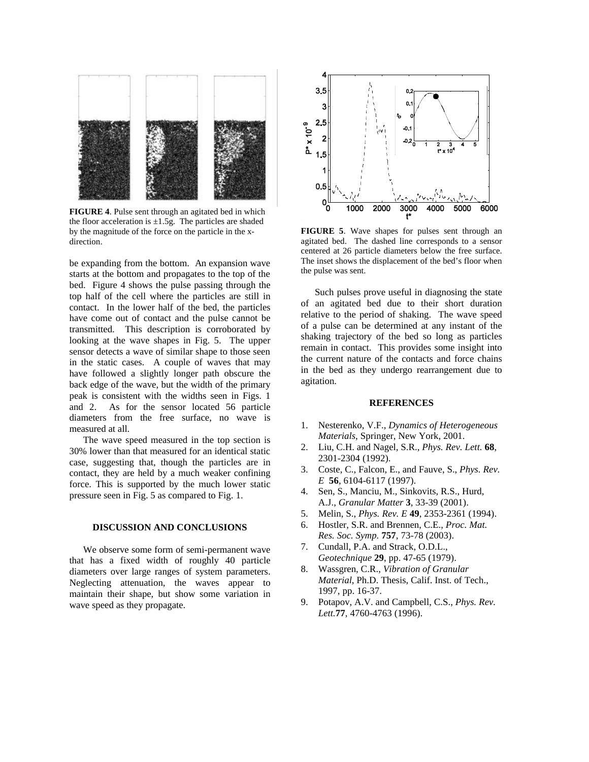FIGURE 4. Pulse sent through an agitated bed in which the floor acceleration is ±1.5g. The particles are shaded by the magnitude of the force on the particle in the x-direction.

4
3.5
3
2.5
2
1.5
1
0.5
0
0 1000 2000 3000 4000 5000 6000
t*
P* x 10^-9

0.2
0.1
0
-0.1
-0.2
0 1 2 3 4 5
t* x 10^4
d*

FIGURE 5. Wave shapes for pulses sent through an agitated bed. The dashed line corresponds to a sensor centered at 26 particle diameters below the free surface. The inset shows the displacement of the bed's floor when the pulse was sent.

be expanding from the bottom. An expansion wave starts at the bottom and propagates to the top of the bed. Figure 4 shows the pulse passing through the top half of the cell where the particles are still in contact. In the lower half of the bed, the particles have come out of contact and the pulse cannot be transmitted. This description is corroborated by looking at the wave shapes in Fig. 5. The upper sensor detects a wave of similar shape to those seen in the static cases. A couple of waves that may have followed a slightly longer path obscure the back edge of the wave, but the width of the primary peak is consistent with the widths seen in Figs. 1 and 2. As for the sensor located 56 particle diameters from the free surface, no wave is measured at all.

The wave speed measured in the top section is 30% lower than that measured for an identical static case, suggesting that, though the particles are in contact, they are held by a much weaker confining force. This is supported by the much lower static pressure seen in Fig. 5 as compared to Fig. 1.

## DISCUSSION AND CONCLUSIONS

We observe some form of semi-permanent wave that has a fixed width of roughly 40 particle diameters over large ranges of system parameters. Neglecting attenuation, the waves appear to maintain their shape, but show some variation in wave speed as they propagate.

Such pulses prove useful in diagnosing the state of an agitated bed due to their short duration relative to the period of shaking. The wave speed of a pulse can be determined at any instant of the shaking trajectory of the bed so long as particles remain in contact. This provides some insight into the current nature of the contacts and force chains in the bed as they undergo rearrangement due to agitation.

## REFERENCES

1. Nesterenko, V.F., *Dynamics of Heterogeneous Materials*, Springer, New York, 2001.
2. Liu, C.H. and Nagel, S.R., *Phys. Rev. Lett.* **68**, 2301-2304 (1992).
3. Coste, C., Falcon, E., and Fauve, S., *Phys. Rev. E* **56**, 6104-6117 (1997).
4. Sen, S., Manciu, M., Sinkovits, R.S., Hurd, A.J., *Granular Matter* **3**, 33-39 (2001).
5. Melin, S., *Phys. Rev. E* **49**, 2353-2361 (1994).
6. Hostler, S.R. and Brennen, C.E., *Proc. Mat. Res. Soc. Symp.* **757**, 73-78 (2003).
7. Cundall, P.A. and Strack, O.D.L., *Geotechnique* **29**, pp. 47-65 (1979).
8. Wassgren, C.R., *Vibration of Granular Material*, Ph.D. Thesis, Calif. Inst. of Tech., 1997, pp. 16-37.
9. Potapov, A.V. and Campbell, C.S., *Phys. Rev. Lett.***77**, 4760-4763 (1996).